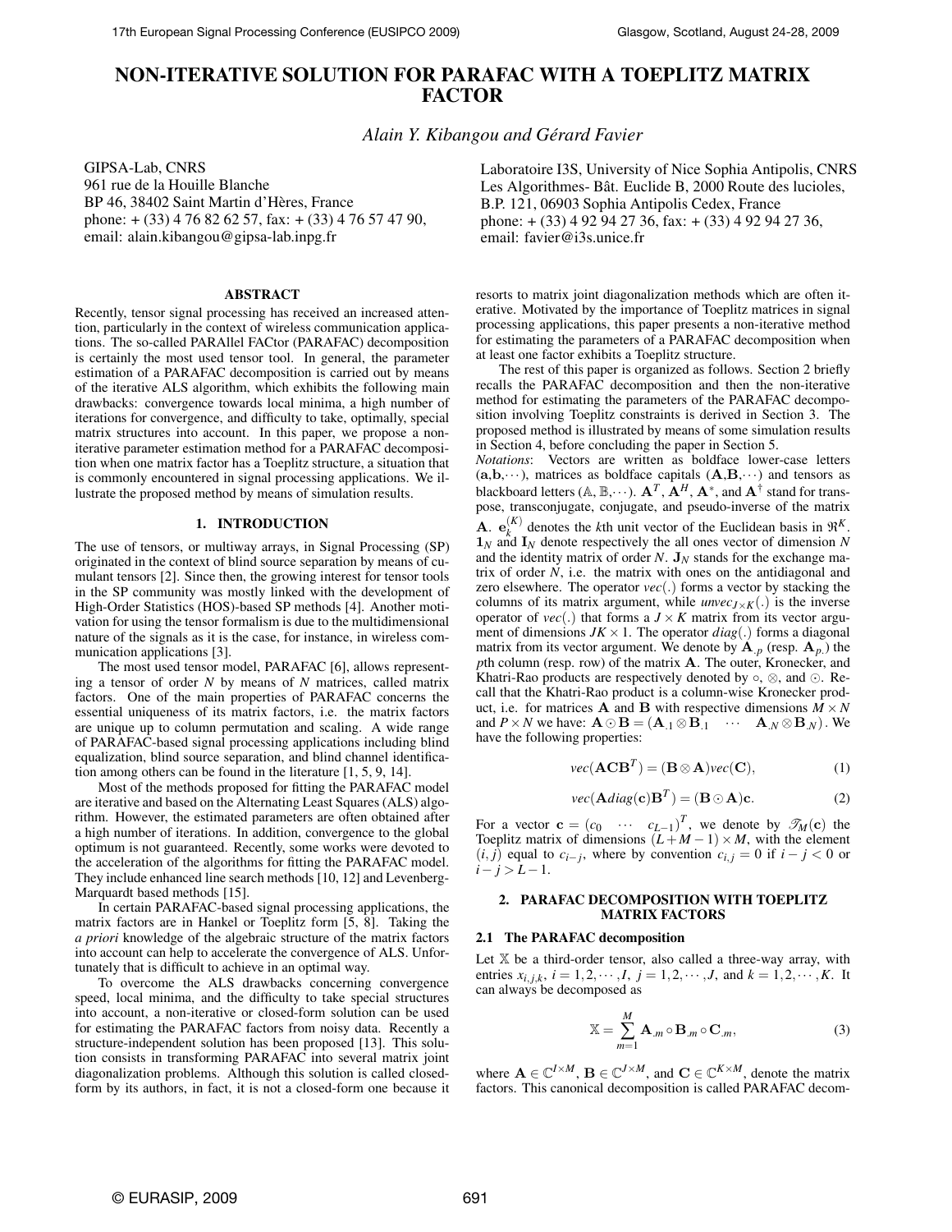# NON-ITERATIVE SOLUTION FOR PARAFAC WITH A TOEPLITZ MATRIX FACTOR

*Alain Y. Kibangou and Gérard Favier*

GIPSA-Lab, CNRS
961 rue de la Houille Blanche
BP 46, 38402 Saint Martin d'Hères, France
phone: + (33) 4 76 82 62 57, fax: + (33) 4 76 57 47 90,
email: alain.kibangou@gipsa-lab.inpg.fr

Laboratoire I3S, University of Nice Sophia Antipolis, CNRS
Les Algorithmes- Bât. Euclide B, 2000 Route des lucioles,
B.P. 121, 06903 Sophia Antipolis Cedex, France
phone: + (33) 4 92 94 27 36, fax: + (33) 4 92 94 27 36,
email: favier@i3s.unice.fr

## ABSTRACT

Recently, tensor signal processing has received an increased attention, particularly in the context of wireless communication applications. The so-called PARAllel FACtor (PARAFAC) decomposition is certainly the most used tensor tool. In general, the parameter estimation of a PARAFAC decomposition is carried out by means of the iterative ALS algorithm, which exhibits the following main drawbacks: convergence towards local minima, a high number of iterations for convergence, and difficulty to take, optimally, special matrix structures into account. In this paper, we propose a non-iterative parameter estimation method for a PARAFAC decomposition when one matrix factor has a Toeplitz structure, a situation that is commonly encountered in signal processing applications. We illustrate the proposed method by means of simulation results.

## 1. INTRODUCTION

The use of tensors, or multiway arrays, in Signal Processing (SP) originated in the context of blind source separation by means of cumulant tensors [2]. Since then, the growing interest for tensor tools in the SP community was mostly linked with the development of High-Order Statistics (HOS)-based SP methods [4]. Another motivation for using the tensor formalism is due to the multidimensional nature of the signals as it is the case, for instance, in wireless communication applications [3].

The most used tensor model, PARAFAC [6], allows representing a tensor of order $N$ by means of $N$ matrices, called matrix factors. One of the main properties of PARAFAC concerns the essential uniqueness of its matrix factors, i.e. the matrix factors are unique up to column permutation and scaling. A wide range of PARAFAC-based signal processing applications including blind equalization, blind source separation, and blind channel identification among others can be found in the literature [1, 5, 9, 14].

Most of the methods proposed for fitting the PARAFAC model are iterative and based on the Alternating Least Squares (ALS) algorithm. However, the estimated parameters are often obtained after a high number of iterations. In addition, convergence to the global optimum is not guaranteed. Recently, some works were devoted to the acceleration of the algorithms for fitting the PARAFAC model. They include enhanced line search methods [10, 12] and Levenberg-Marquardt based methods [15].

In certain PARAFAC-based signal processing applications, the matrix factors are in Hankel or Toeplitz form [5, 8]. Taking the *a priori* knowledge of the algebraic structure of the matrix factors into account can help to accelerate the convergence of ALS. Unfortunately that is difficult to achieve in an optimal way.

To overcome the ALS drawbacks concerning convergence speed, local minima, and the difficulty to take special structures into account, a non-iterative or closed-form solution can be used for estimating the PARAFAC factors from noisy data. Recently a structure-independent solution has been proposed [13]. This solution consists in transforming PARAFAC into several matrix joint diagonalization problems. Although this solution is called closed-form by its authors, in fact, it is not a closed-form one because it resorts to matrix joint diagonalization methods which are often iterative. Motivated by the importance of Toeplitz matrices in signal processing applications, this paper presents a non-iterative method for estimating the parameters of a PARAFAC decomposition when at least one factor exhibits a Toeplitz structure.

The rest of this paper is organized as follows. Section 2 briefly recalls the PARAFAC decomposition and then the non-iterative method for estimating the parameters of the PARAFAC decomposition involving Toeplitz constraints is derived in Section 3. The proposed method is illustrated by means of some simulation results in Section 4, before concluding the paper in Section 5.

*Notations*: Vectors are written as boldface lower-case letters $(\mathbf{a},\mathbf{b},\cdots)$, matrices as boldface capitals $(\mathbf{A},\mathbf{B},\cdots)$ and tensors as blackboard letters $(\mathbb{A},\mathbb{B},\cdots)$. $\mathbf{A}^T$, $\mathbf{A}^H$, $\mathbf{A}^*$, and $\mathbf{A}^\dagger$ stand for transpose, transconjugate, conjugate, and pseudo-inverse of the matrix $\mathbf{A}$. $\mathbf{e}_k^{(K)}$ denotes the $k$th unit vector of the Euclidean basis in $\Re^K$. $\mathbf{1}_N$ and $\mathbf{I}_N$ denote respectively the all ones vector of dimension $N$ and the identity matrix of order $N$. $\mathbf{J}_N$ stands for the exchange matrix of order $N$, i.e. the matrix with ones on the antidiagonal and zero elsewhere. The operator $vec(.)$ forms a vector by stacking the columns of its matrix argument, while $unvec_{J\times K}(.)$ is the inverse operator of $vec(.)$ that forms a $J\times K$ matrix from its vector argument of dimensions $JK\times 1$. The operator $diag(.)$ forms a diagonal matrix from its vector argument. We denote by $\mathbf{A}_{.p}$ (resp. $\mathbf{A}_{p.}$) the $p$th column (resp. row) of the matrix $\mathbf{A}$. The outer, Kronecker, and Khatri-Rao products are respectively denoted by $\circ$, $\otimes$, and $\odot$. Recall that the Khatri-Rao product is a column-wise Kronecker product, i.e. for matrices $\mathbf{A}$ and $\mathbf{B}$ with respective dimensions $M\times N$ and $P\times N$ we have: $\mathbf{A}\odot\mathbf{B} = \begin{pmatrix}\mathbf{A}_{.1}\otimes\mathbf{B}_{.1} & \cdots & \mathbf{A}_{.N}\otimes\mathbf{B}_{.N}\end{pmatrix}$. We have the following properties:

$$vec(\mathbf{A}\mathbf{C}\mathbf{B}^T) = (\mathbf{B}\otimes\mathbf{A})vec(\mathbf{C}), \tag{1}$$

$$vec(\mathbf{A}diag(\mathbf{c})\mathbf{B}^T) = (\mathbf{B}\odot\mathbf{A})\mathbf{c}. \tag{2}$$

For a vector $\mathbf{c} = \begin{pmatrix}c_0 & \cdots & c_{L-1}\end{pmatrix}^T$, we denote by $\mathcal{T}_M(\mathbf{c})$ the Toeplitz matrix of dimensions $(L+M-1)\times M$, with the element $(i,j)$ equal to $c_{i-j}$, where by convention $c_{i,j}=0$ if $i-j<0$ or $i-j>L-1$.

## 2. PARAFAC DECOMPOSITION WITH TOEPLITZ MATRIX FACTORS

### 2.1 The PARAFAC decomposition

Let $\mathbb{X}$ be a third-order tensor, also called a three-way array, with entries $x_{i,j,k}$, $i=1,2,\cdots,I$, $j=1,2,\cdots,J$, and $k=1,2,\cdots,K$. It can always be decomposed as

$$\mathbb{X} = \sum_{m=1}^{M}\mathbf{A}_{.m}\circ\mathbf{B}_{.m}\circ\mathbf{C}_{.m}, \tag{3}$$

where $\mathbf{A}\in\mathbb{C}^{I\times M}$, $\mathbf{B}\in\mathbb{C}^{J\times M}$, and $\mathbf{C}\in\mathbb{C}^{K\times M}$, denote the matrix factors. This canonical decomposition is called PARAFAC decom-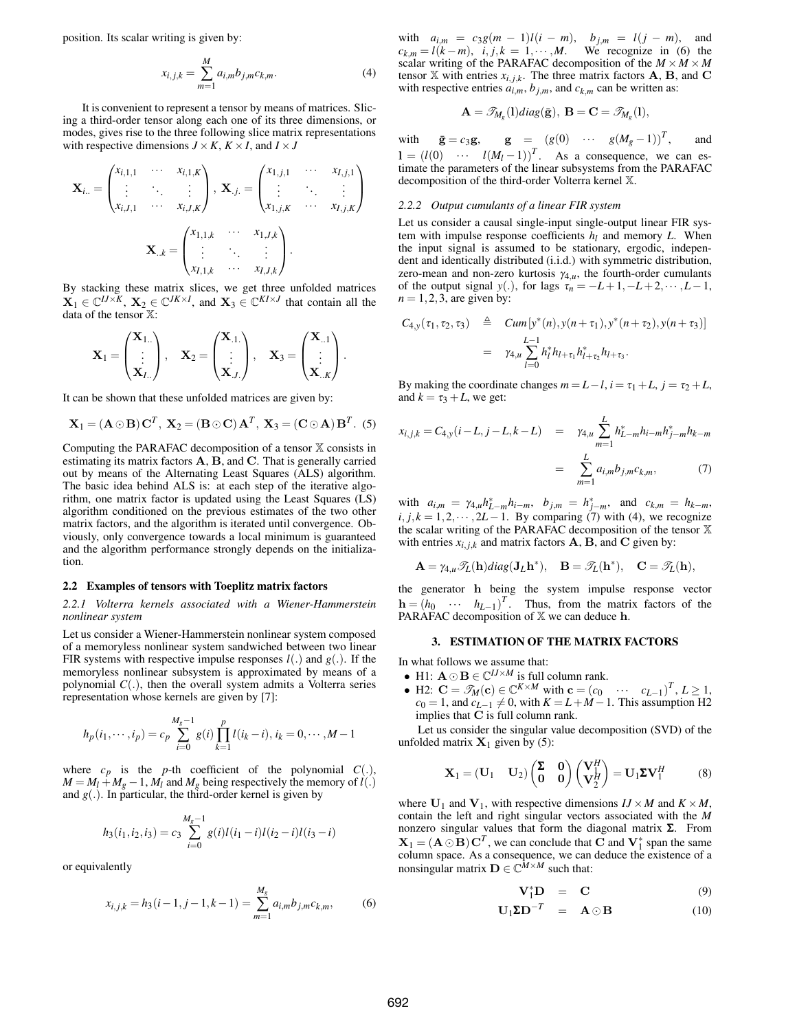position. Its scalar writing is given by:

$$x_{i,j,k} = \sum_{m=1}^{M} a_{i,m} b_{j,m} c_{k,m}. \tag{4}$$

It is convenient to represent a tensor by means of matrices. Slicing a third-order tensor along each one of its three dimensions, or modes, gives rise to the three following slice matrix representations with respective dimensions $J \times K$, $K \times I$, and $I \times J$

$$\mathbf{X}_{i..} = \begin{pmatrix} x_{i,1,1} & \cdots & x_{i,1,K} \\ \vdots & \ddots & \vdots \\ x_{i,J,1} & \cdots & x_{i,J,K} \end{pmatrix}, \; \mathbf{X}_{.j.} = \begin{pmatrix} x_{1,j,1} & \cdots & x_{I,j,1} \\ \vdots & \ddots & \vdots \\ x_{1,j,K} & \cdots & x_{I,j,K} \end{pmatrix}$$

$$\mathbf{X}_{..k} = \begin{pmatrix} x_{1,1,k} & \cdots & x_{1,J,k} \\ \vdots & \ddots & \vdots \\ x_{I,1,k} & \cdots & x_{I,J,k} \end{pmatrix}.$$

By stacking these matrix slices, we get three unfolded matrices $\mathbf{X}_1 \in \mathbb{C}^{IJ \times K}$, $\mathbf{X}_2 \in \mathbb{C}^{JK \times I}$, and $\mathbf{X}_3 \in \mathbb{C}^{KI \times J}$ that contain all the data of the tensor $\mathbb{X}$:

$$\mathbf{X}_1 = \begin{pmatrix} \mathbf{X}_{1..} \\ \vdots \\ \mathbf{X}_{I..} \end{pmatrix}, \quad \mathbf{X}_2 = \begin{pmatrix} \mathbf{X}_{.1.} \\ \vdots \\ \mathbf{X}_{.J.} \end{pmatrix}, \quad \mathbf{X}_3 = \begin{pmatrix} \mathbf{X}_{..1} \\ \vdots \\ \mathbf{X}_{..K} \end{pmatrix}.$$

It can be shown that these unfolded matrices are given by:

$$\mathbf{X}_1 = (\mathbf{A} \odot \mathbf{B})\,\mathbf{C}^T, \; \mathbf{X}_2 = (\mathbf{B} \odot \mathbf{C})\,\mathbf{A}^T, \; \mathbf{X}_3 = (\mathbf{C} \odot \mathbf{A})\,\mathbf{B}^T. \tag{5}$$

Computing the PARAFAC decomposition of a tensor $\mathbb{X}$ consists in estimating its matrix factors $\mathbf{A}$, $\mathbf{B}$, and $\mathbf{C}$. That is generally carried out by means of the Alternating Least Squares (ALS) algorithm. The basic idea behind ALS is: at each step of the iterative algorithm, one matrix factor is updated using the Least Squares (LS) algorithm conditioned on the previous estimates of the two other matrix factors, and the algorithm is iterated until convergence. Obviously, only convergence towards a local minimum is guaranteed and the algorithm performance strongly depends on the initialization.

### 2.2 Examples of tensors with Toeplitz matrix factors

#### 2.2.1 Volterra kernels associated with a Wiener-Hammerstein nonlinear system

Let us consider a Wiener-Hammerstein nonlinear system composed of a memoryless nonlinear system sandwiched between two linear FIR systems with respective impulse responses $l(.)$ and $g(.)$. If the memoryless nonlinear subsystem is approximated by means of a polynomial $C(.)$, then the overall system admits a Volterra series representation whose kernels are given by [7]:

$$h_p(i_1, \cdots, i_p) = c_p \sum_{i=0}^{M_g - 1} g(i) \prod_{k=1}^{p} l(i_k - i), i_k = 0, \cdots, M-1$$

where $c_p$ is the $p$-th coefficient of the polynomial $C(.)$, $M = M_l + M_g - 1$, $M_l$ and $M_g$ being respectively the memory of $l(.)$ and $g(.)$. In particular, the third-order kernel is given by

$$h_3(i_1, i_2, i_3) = c_3 \sum_{i=0}^{M_g - 1} g(i) l(i_1 - i) l(i_2 - i) l(i_3 - i)$$

or equivalently

$$x_{i,j,k} = h_3(i-1, j-1, k-1) = \sum_{m=1}^{M_g} a_{i,m} b_{j,m} c_{k,m}, \tag{6}$$

with $a_{i,m} = c_3 g(m-1) l(i-m)$, $b_{j,m} = l(j-m)$, and $c_{k,m} = l(k-m)$, $i,j,k = 1, \cdots, M$. We recognize in (6) the scalar writing of the PARAFAC decomposition of the $M \times M \times M$ tensor $\mathbb{X}$ with entries $x_{i,j,k}$. The three matrix factors $\mathbf{A}$, $\mathbf{B}$, and $\mathbf{C}$ with respective entries $a_{i,m}$, $b_{j,m}$, and $c_{k,m}$ can be written as:

$$\mathbf{A} = \mathscr{T}_{M_g}(\mathbf{l}) diag(\bar{\mathbf{g}}), \; \mathbf{B} = \mathbf{C} = \mathscr{T}_{M_g}(\mathbf{l}),$$

with $\bar{\mathbf{g}} = c_3 \mathbf{g}$, $\mathbf{g} = \begin{pmatrix} g(0) & \cdots & g(M_g - 1) \end{pmatrix}^T$, and $\mathbf{l} = \begin{pmatrix} l(0) & \cdots & l(M_l - 1) \end{pmatrix}^T$. As a consequence, we can estimate the parameters of the linear subsystems from the PARAFAC decomposition of the third-order Volterra kernel $\mathbb{X}$.

#### 2.2.2 Output cumulants of a linear FIR system

Let us consider a causal single-input single-output linear FIR system with impulse response coefficients $h_l$ and memory $L$. When the input signal is assumed to be stationary, ergodic, independent and identically distributed (i.i.d.) with symmetric distribution, zero-mean and non-zero kurtosis $\gamma_{4,u}$, the fourth-order cumulants of the output signal $y(.)$, for lags $\tau_n = -L+1, -L+2, \cdots, L-1$, $n = 1,2,3$, are given by:

$$\begin{aligned} C_{4,y}(\tau_1, \tau_2, \tau_3) &\triangleq Cum[y^*(n), y(n+\tau_1), y^*(n+\tau_2), y(n+\tau_3)] \\ &= \gamma_{4,u} \sum_{l=0}^{L-1} h_l^* h_{l+\tau_1} h_{l+\tau_2}^* h_{l+\tau_3}. \end{aligned}$$

By making the coordinate changes $m = L - l$, $i = \tau_1 + L$, $j = \tau_2 + L$, and $k = \tau_3 + L$, we get:

$$\begin{aligned} x_{i,j,k} = C_{4,y}(i-L, j-L, k-L) &= \gamma_{4,u} \sum_{m=1}^{L} h_{L-m}^* h_{i-m} h_{j-m}^* h_{k-m} \\ &= \sum_{m=1}^{L} a_{i,m} b_{j,m} c_{k,m}, \end{aligned} \tag{7}$$

with $a_{i,m} = \gamma_{4,u} h_{L-m}^* h_{i-m}$, $b_{j,m} = h_{j-m}^*$, and $c_{k,m} = h_{k-m}$, $i,j,k = 1,2,\cdots,2L-1$. By comparing (7) with (4), we recognize the scalar writing of the PARAFAC decomposition of the tensor $\mathbb{X}$ with entries $x_{i,j,k}$ and matrix factors $\mathbf{A}$, $\mathbf{B}$ and $\mathbf{C}$ given by:

$$\mathbf{A} = \gamma_{4,u} \mathscr{T}_L(\mathbf{h}) diag(\mathbf{J}_L \mathbf{h}^*), \quad \mathbf{B} = \mathscr{T}_L(\mathbf{h}^*), \quad \mathbf{C} = \mathscr{T}_L(\mathbf{h}),$$

the generator $\mathbf{h}$ being the system impulse response vector $\mathbf{h} = \begin{pmatrix} h_0 & \cdots & h_{L-1} \end{pmatrix}^T$. Thus, from the matrix factors of the PARAFAC decomposition of $\mathbb{X}$ we can deduce $\mathbf{h}$.

## 3. ESTIMATION OF THE MATRIX FACTORS

In what follows we assume that:

- H1: $\mathbf{A} \odot \mathbf{B} \in \mathbb{C}^{IJ \times M}$ is full column rank.
- H2: $\mathbf{C} = \mathscr{T}_M(\mathbf{c}) \in \mathbb{C}^{K \times M}$ with $\mathbf{c} = \begin{pmatrix} c_0 & \cdots & c_{L-1} \end{pmatrix}^T$, $L \geq 1$, $c_0 = 1$, and $c_{L-1} \neq 0$, with $K = L + M - 1$. This assumption H2 implies that $\mathbf{C}$ is full column rank.

Let us consider the singular value decomposition (SVD) of the unfolded matrix $\mathbf{X}_1$ given by (5):

$$\mathbf{X}_1 = \begin{pmatrix} \mathbf{U}_1 & \mathbf{U}_2 \end{pmatrix} \begin{pmatrix} \mathbf{\Sigma} & \mathbf{0} \\ \mathbf{0} & \mathbf{0} \end{pmatrix} \begin{pmatrix} \mathbf{V}_1^H \\ \mathbf{V}_2^H \end{pmatrix} = \mathbf{U}_1 \mathbf{\Sigma} \mathbf{V}_1^H \tag{8}$$

where $\mathbf{U}_1$ and $\mathbf{V}_1$, with respective dimensions $IJ \times M$ and $K \times M$, contain the left and right singular vectors associated with the $M$ nonzero singular values that form the diagonal matrix $\mathbf{\Sigma}$. From $\mathbf{X}_1 = (\mathbf{A} \odot \mathbf{B})\,\mathbf{C}^T$, we can conclude that $\mathbf{C}$ and $\mathbf{V}_1^*$ span the same column space. As a consequence, we can deduce the existence of a nonsingular matrix $\mathbf{D} \in \mathbb{C}^{M \times M}$ such that:

$$\mathbf{V}_1^* \mathbf{D} = \mathbf{C} \tag{9}$$

$$\mathbf{U}_1 \mathbf{\Sigma} \mathbf{D}^{-T} = \mathbf{A} \odot \mathbf{B} \tag{10}$$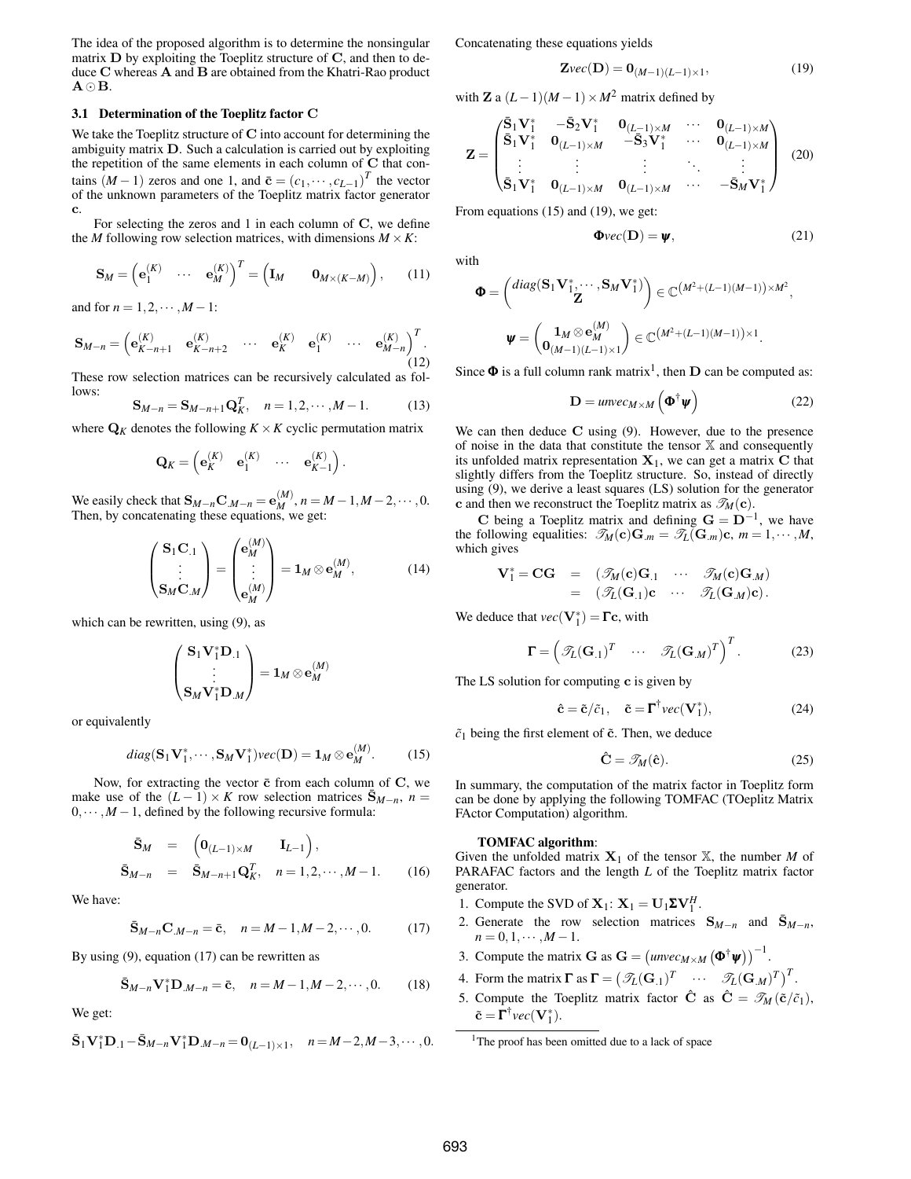The idea of the proposed algorithm is to determine the nonsingular matrix $\mathbf{D}$ by exploiting the Toeplitz structure of $\mathbf{C}$, and then to deduce $\mathbf{C}$ whereas $\mathbf{A}$ and $\mathbf{B}$ are obtained from the Khatri-Rao product $\mathbf{A} \odot \mathbf{B}$.

### 3.1 Determination of the Toeplitz factor C

We take the Toeplitz structure of $\mathbf{C}$ into account for determining the ambiguity matrix $\mathbf{D}$. Such a calculation is carried out by exploiting the repetition of the same elements in each column of $\mathbf{C}$ that contains $(M-1)$ zeros and one 1, and $\bar{\mathbf{c}} = (c_1, \cdots, c_{L-1})^T$ the vector of the unknown parameters of the Toeplitz matrix factor generator $\mathbf{c}$.

For selecting the zeros and 1 in each column of $\mathbf{C}$, we define the $M$ following row selection matrices, with dimensions $M \times K$:

$$\mathbf{S}_M = \begin{pmatrix} \mathbf{e}_1^{(K)} & \cdots & \mathbf{e}_M^{(K)} \end{pmatrix}^T = \begin{pmatrix} \mathbf{I}_M & \mathbf{0}_{M\times(K-M)} \end{pmatrix}, \qquad (11)$$

and for $n = 1, 2, \cdots, M-1$:

$$\mathbf{S}_{M-n} = \begin{pmatrix} \mathbf{e}_{K-n+1}^{(K)} & \mathbf{e}_{K-n+2}^{(K)} & \cdots & \mathbf{e}_K^{(K)} & \mathbf{e}_1^{(K)} & \cdots & \mathbf{e}_{M-n}^{(K)} \end{pmatrix}^T. \qquad (12)$$

These row selection matrices can be recursively calculated as follows:

$$\mathbf{S}_{M-n} = \mathbf{S}_{M-n+1}\mathbf{Q}_K^T, \quad n = 1, 2, \cdots, M-1. \qquad (13)$$

where $\mathbf{Q}_K$ denotes the following $K \times K$ cyclic permutation matrix

$$\mathbf{Q}_K = \begin{pmatrix} \mathbf{e}_K^{(K)} & \mathbf{e}_1^{(K)} & \cdots & \mathbf{e}_{K-1}^{(K)} \end{pmatrix}.$$

We easily check that $\mathbf{S}_{M-n}\mathbf{C}_{.M-n} = \mathbf{e}_M^{(M)}, n = M-1, M-2, \cdots, 0$. Then, by concatenating these equations, we get:

$$\begin{pmatrix} \mathbf{S}_1\mathbf{C}_{.1} \\ \vdots \\ \mathbf{S}_M\mathbf{C}_{.M} \end{pmatrix} = \begin{pmatrix} \mathbf{e}_M^{(M)} \\ \vdots \\ \mathbf{e}_M^{(M)} \end{pmatrix} = \mathbf{1}_M \otimes \mathbf{e}_M^{(M)}, \qquad (14)$$

which can be rewritten, using (9), as

$$\begin{pmatrix} \mathbf{S}_1\mathbf{V}_1^*\mathbf{D}_{.1} \\ \vdots \\ \mathbf{S}_M\mathbf{V}_1^*\mathbf{D}_{.M} \end{pmatrix} = \mathbf{1}_M \otimes \mathbf{e}_M^{(M)}$$

or equivalently

$$diag(\mathbf{S}_1\mathbf{V}_1^*, \cdots, \mathbf{S}_M\mathbf{V}_1^*)vec(\mathbf{D}) = \mathbf{1}_M \otimes \mathbf{e}_M^{(M)}. \qquad (15)$$

Now, for extracting the vector $\bar{\mathbf{c}}$ from each column of $\mathbf{C}$, we make use of the $(L-1)\times K$ row selection matrices $\bar{\mathbf{S}}_{M-n}$, $n = 0, \cdots, M-1$, defined by the following recursive formula:

$$\begin{aligned} \bar{\mathbf{S}}_M &= \begin{pmatrix} \mathbf{0}_{(L-1)\times M} & \mathbf{I}_{L-1} \end{pmatrix}, \\ \bar{\mathbf{S}}_{M-n} &= \bar{\mathbf{S}}_{M-n+1}\mathbf{Q}_K^T, \quad n = 1, 2, \cdots, M-1. \end{aligned} \qquad (16)$$

We have:

$$\bar{\mathbf{S}}_{M-n}\mathbf{C}_{.M-n} = \bar{\mathbf{c}}, \quad n = M-1, M-2, \cdots, 0. \qquad (17)$$

By using (9), equation (17) can be rewritten as

$$\bar{\mathbf{S}}_{M-n}\mathbf{V}_1^*\mathbf{D}_{.M-n} = \bar{\mathbf{c}}, \quad n = M-1, M-2, \cdots, 0. \qquad (18)$$

We get:

$$\bar{\mathbf{S}}_1\mathbf{V}_1^*\mathbf{D}_{.1} - \bar{\mathbf{S}}_{M-n}\mathbf{V}_1^*\mathbf{D}_{.M-n} = \mathbf{0}_{(L-1)\times 1}, \quad n = M-2, M-3, \cdots, 0.$$

Concatenating these equations yields

$$\mathbf{Z}vec(\mathbf{D}) = \mathbf{0}_{(M-1)(L-1)\times 1}, \qquad (19)$$

with $\mathbf{Z}$ a $(L-1)(M-1)\times M^2$ matrix defined by

$$\mathbf{Z} = \begin{pmatrix} \bar{\mathbf{S}}_1\mathbf{V}_1^* & -\bar{\mathbf{S}}_2\mathbf{V}_1^* & \mathbf{0}_{(L-1)\times M} & \cdots & \mathbf{0}_{(L-1)\times M} \\ \bar{\mathbf{S}}_1\mathbf{V}_1^* & \mathbf{0}_{(L-1)\times M} & -\bar{\mathbf{S}}_3\mathbf{V}_1^* & \cdots & \mathbf{0}_{(L-1)\times M} \\ \vdots & \vdots & \vdots & \ddots & \vdots \\ \bar{\mathbf{S}}_1\mathbf{V}_1^* & \mathbf{0}_{(L-1)\times M} & \mathbf{0}_{(L-1)\times M} & \cdots & -\bar{\mathbf{S}}_M\mathbf{V}_1^* \end{pmatrix} \qquad (20)$$

From equations (15) and (19), we get:

$$\mathbf{\Phi}vec(\mathbf{D}) = \boldsymbol{\psi}, \qquad (21)$$

with

$$\mathbf{\Phi} = \begin{pmatrix} diag(\mathbf{S}_1\mathbf{V}_1^*, \cdots, \mathbf{S}_M\mathbf{V}_1^*) \\ \mathbf{Z} \end{pmatrix} \in \mathbb{C}^{\left(M^2+(L-1)(M-1)\right)\times M^2},$$

$$\boldsymbol{\psi} = \begin{pmatrix} \mathbf{1}_M \otimes \mathbf{e}_M^{(M)} \\ \mathbf{0}_{(M-1)(L-1)\times 1} \end{pmatrix} \in \mathbb{C}^{\left(M^2+(L-1)(M-1)\right)\times 1}.$$

Since $\mathbf{\Phi}$ is a full column rank matrix[1], then $\mathbf{D}$ can be computed as:

$$\mathbf{D} = unvec_{M\times M}\left(\mathbf{\Phi}^\dagger\boldsymbol{\psi}\right) \qquad (22)$$

We can then deduce $\mathbf{C}$ using (9). However, due to the presence of noise in the data that constitute the tensor $\mathbb{X}$ and consequently its unfolded matrix representation $\mathbf{X}_1$, we can get a matrix $\mathbf{C}$ that slightly differs from the Toeplitz structure. So, instead of directly using (9), we derive a least squares (LS) solution for the generator $\mathbf{c}$ and then we reconstruct the Toeplitz matrix as $\mathscr{T}_M(\mathbf{c})$.

$\mathbf{C}$ being a Toeplitz matrix and defining $\mathbf{G} = \mathbf{D}^{-1}$, we have the following equalities: $\mathscr{T}_M(\mathbf{c})\mathbf{G}_{.m} = \mathscr{T}_L(\mathbf{G}_{.m})\mathbf{c}$, $m = 1, \cdots, M$, which gives

$$\begin{aligned} \mathbf{V}_1^* = \mathbf{C}\mathbf{G} &= \begin{pmatrix} \mathscr{T}_M(\mathbf{c})\mathbf{G}_{.1} & \cdots & \mathscr{T}_M(\mathbf{c})\mathbf{G}_{.M} \end{pmatrix} \\ &= \begin{pmatrix} \mathscr{T}_L(\mathbf{G}_{.1})\mathbf{c} & \cdots & \mathscr{T}_L(\mathbf{G}_{.M})\mathbf{c} \end{pmatrix}. \end{aligned}$$

We deduce that $vec(\mathbf{V}_1^*) = \mathbf{\Gamma}\mathbf{c}$, with

$$\mathbf{\Gamma} = \begin{pmatrix} \mathscr{T}_L(\mathbf{G}_{.1})^T & \cdots & \mathscr{T}_L(\mathbf{G}_{.M})^T \end{pmatrix}^T. \qquad (23)$$

The LS solution for computing $\mathbf{c}$ is given by

$$\hat{\mathbf{c}} = \tilde{\mathbf{c}}/\tilde{c}_1, \quad \tilde{\mathbf{c}} = \mathbf{\Gamma}^\dagger vec(\mathbf{V}_1^*), \qquad (24)$$

$\tilde{c}_1$ being the first element of $\tilde{\mathbf{c}}$. Then, we deduce

$$\hat{\mathbf{C}} = \mathscr{T}_M(\hat{\mathbf{c}}). \qquad (25)$$

In summary, the computation of the matrix factor in Toeplitz form can be done by applying the following TOMFAC (TOeplitz Matrix FActor Computation) algorithm.

**TOMFAC algorithm**:
Given the unfolded matrix $\mathbf{X}_1$ of the tensor $\mathbb{X}$, the number $M$ of PARAFAC factors and the length $L$ of the Toeplitz matrix factor generator.

1. Compute the SVD of $\mathbf{X}_1$: $\mathbf{X}_1 = \mathbf{U}_1\mathbf{\Sigma}\mathbf{V}_1^H$.
2. Generate the row selection matrices $\mathbf{S}_{M-n}$ and $\bar{\mathbf{S}}_{M-n}$, $n = 0, 1, \cdots, M-1$.
3. Compute the matrix $\mathbf{G}$ as $\mathbf{G} = \left(unvec_{M\times M}\left(\mathbf{\Phi}^\dagger\boldsymbol{\psi}\right)\right)^{-1}$.
4. Form the matrix $\mathbf{\Gamma}$ as $\mathbf{\Gamma} = \begin{pmatrix} \mathscr{T}_L(\mathbf{G}_{.1})^T & \cdots & \mathscr{T}_L(\mathbf{G}_{.M})^T \end{pmatrix}^T$.
5. Compute the Toeplitz matrix factor $\hat{\mathbf{C}}$ as $\hat{\mathbf{C}} = \mathscr{T}_M(\tilde{\mathbf{c}}/\tilde{c}_1)$, $\tilde{\mathbf{c}} = \mathbf{\Gamma}^\dagger vec(\mathbf{V}_1^*)$.

[1] The proof has been omitted due to a lack of space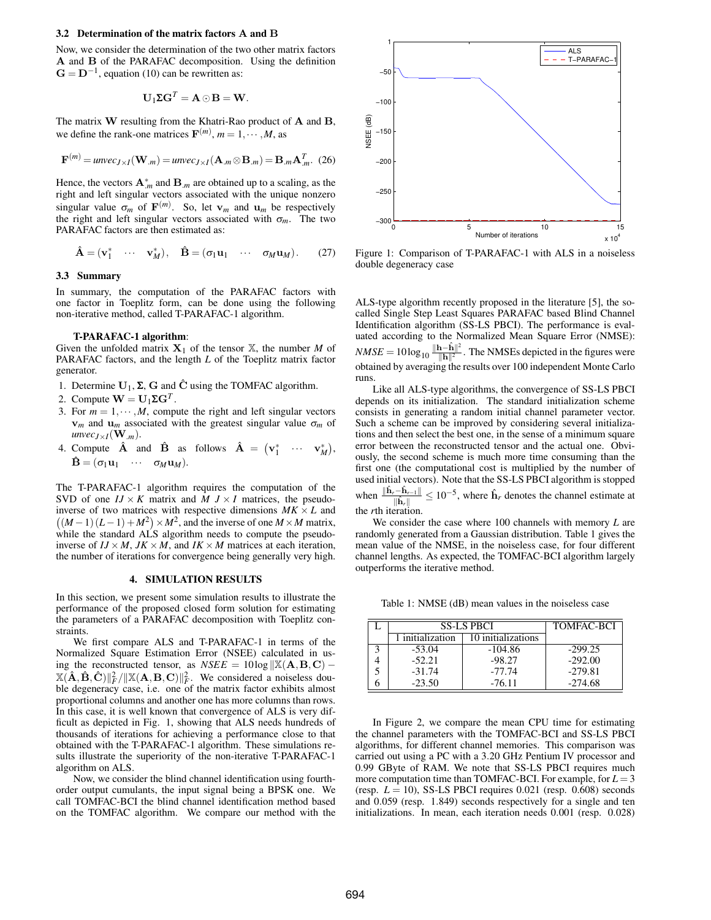### 3.2 Determination of the matrix factors $\mathbf{A}$ and $\mathbf{B}$

Now, we consider the determination of the two other matrix factors $\mathbf{A}$ and $\mathbf{B}$ of the PARAFAC decomposition. Using the definition $\mathbf{G} = \mathbf{D}^{-1}$, equation (10) can be rewritten as:

$$\mathbf{U}_1 \mathbf{\Sigma} \mathbf{G}^T = \mathbf{A} \odot \mathbf{B} = \mathbf{W}.$$

The matrix $\mathbf{W}$ resulting from the Khatri-Rao product of $\mathbf{A}$ and $\mathbf{B}$, we define the rank-one matrices $\mathbf{F}^{(m)}$, $m = 1, \cdots, M$, as

$$\mathbf{F}^{(m)} = unvec_{J \times I}(\mathbf{W}_{.m}) = unvec_{J \times I}(\mathbf{A}_{.m} \otimes \mathbf{B}_{.m}) = \mathbf{B}_{.m} \mathbf{A}_{.m}^T. \quad (26)$$

Hence, the vectors $\mathbf{A}_{.m}^*$ and $\mathbf{B}_{.m}$ are obtained up to a scaling, as the right and left singular vectors associated with the unique nonzero singular value $\sigma_m$ of $\mathbf{F}^{(m)}$. So, let $\mathbf{v}_m$ and $\mathbf{u}_m$ be respectively the right and left singular vectors associated with $\sigma_m$. The two PARAFAC factors are then estimated as:

$$\hat{\mathbf{A}} = \begin{pmatrix} \mathbf{v}_1^* & \cdots & \mathbf{v}_M^* \end{pmatrix}, \quad \hat{\mathbf{B}} = \begin{pmatrix} \sigma_1 \mathbf{u}_1 & \cdots & \sigma_M \mathbf{u}_M \end{pmatrix}. \quad (27)$$

### 3.3 Summary

In summary, the computation of the PARAFAC factors with one factor in Toeplitz form, can be done using the following non-iterative method, called T-PARAFAC-1 algorithm.

**T-PARAFAC-1 algorithm**:
Given the unfolded matrix $\mathbf{X}_1$ of the tensor $\mathbb{X}$, the number $M$ of PARAFAC factors, and the length $L$ of the Toeplitz matrix factor generator.

1. Determine $\mathbf{U}_1$, $\mathbf{\Sigma}$, $\mathbf{G}$ and $\hat{\mathbf{C}}$ using the TOMFAC algorithm.
2. Compute $\mathbf{W} = \mathbf{U}_1 \mathbf{\Sigma} \mathbf{G}^T$.
3. For $m = 1, \cdots, M$, compute the right and left singular vectors $\mathbf{v}_m$ and $\mathbf{u}_m$ associated with the greatest singular value $\sigma_m$ of $unvec_{J \times I}(\mathbf{W}_{.m})$.
4. Compute $\hat{\mathbf{A}}$ and $\hat{\mathbf{B}}$ as follows $\hat{\mathbf{A}} = \begin{pmatrix} \mathbf{v}_1^* & \cdots & \mathbf{v}_M^* \end{pmatrix}$, $\hat{\mathbf{B}} = \begin{pmatrix} \sigma_1 \mathbf{u}_1 & \cdots & \sigma_M \mathbf{u}_M \end{pmatrix}$.

The T-PARAFAC-1 algorithm requires the computation of the SVD of one $IJ \times K$ matrix and $M$ $J \times I$ matrices, the pseudo-inverse of two matrices with respective dimensions $MK \times L$ and $\left((M-1)(L-1) + M^2\right) \times M^2$, and the inverse of one $M \times M$ matrix, while the standard ALS algorithm needs to compute the pseudo-inverse of $IJ \times M$, $JK \times M$, and $IK \times M$ matrices at each iteration, the number of iterations for convergence being generally very high.

## 4. SIMULATION RESULTS

In this section, we present some simulation results to illustrate the performance of the proposed closed form solution for estimating the parameters of a PARAFAC decomposition with Toeplitz constraints.

We first compare ALS and T-PARAFAC-1 in terms of the Normalized Square Estimation Error (NSEE) calculated in using the reconstructed tensor, as $NSEE = 10 \log \|\mathbb{X}(\mathbf{A}, \mathbf{B}, \mathbf{C}) - \mathbb{X}(\hat{\mathbf{A}}, \hat{\mathbf{B}}, \hat{\mathbf{C}})\|_F^2 / \|\mathbb{X}(\mathbf{A}, \mathbf{B}, \mathbf{C})\|_F^2$. We considered a noiseless double degeneracy case, i.e. one of the matrix factor exhibits almost proportional columns and another one has more columns than rows. In this case, it is well known that convergence of ALS is very difficult as depicted in Fig. 1, showing that ALS needs hundreds of thousands of iterations for achieving a performance close to that obtained with the T-PARAFAC-1 algorithm. These simulations results illustrate the superiority of the non-iterative T-PARAFAC-1 algorithm on ALS.

Figure 1: Comparison of T-PARAFAC-1 with ALS in a noiseless double degeneracy case

Now, we consider the blind channel identification using fourth-order output cumulants, the input signal being a BPSK one. We call TOMFAC-BCI the blind channel identification method based on the TOMFAC algorithm. We compare our method with the ALS-type algorithm recently proposed in the literature [5], the so-called Single Step Least Squares PARAFAC based Blind Channel Identification algorithm (SS-LS PBCI). The performance is evaluated according to the Normalized Mean Square Error (NMSE): $NMSE = 10 \log_{10} \frac{\|\mathbf{h} - \hat{\mathbf{h}}\|^2}{\|\mathbf{h}\|^2}$. The NMSEs depicted in the figures were obtained by averaging the results over 100 independent Monte Carlo runs.

Like all ALS-type algorithms, the convergence of SS-LS PBCI depends on its initialization. The standard initialization scheme consists in generating a random initial channel parameter vector. Such a scheme can be improved by considering several initializations and then select the best one, in the sense of a minimum square error between the reconstructed tensor and the actual one. Obviously, the second scheme is much more time consuming than the first one (the computational cost is multiplied by the number of used initial vectors). Note that the SS-LS PBCI algorithm is stopped when $\frac{\|\hat{\mathbf{h}}_r - \hat{\mathbf{h}}_{r-1}\|}{\|\hat{\mathbf{h}}_r\|} \leq 10^{-5}$, where $\hat{\mathbf{h}}_r$ denotes the channel estimate at the $r$th iteration.

We consider the case where 100 channels with memory $L$ are randomly generated from a Gaussian distribution. Table 1 gives the mean value of the NMSE, in the noiseless case, for four different channel lengths. As expected, the TOMFAC-BCI algorithm largely outperforms the iterative method.

Table 1: NMSE (dB) mean values in the noiseless case

| L | SS-LS PBCI | | TOMFAC-BCI |
|---|---|---|---|
| | 1 initialization | 10 initializations | |
| 3 | -53.04 | -104.86 | -299.25 |
| 4 | -52.21 | -98.27 | -292.00 |
| 5 | -31.74 | -77.74 | -279.81 |
| 6 | -23.50 | -76.11 | -274.68 |

In Figure 2, we compare the mean CPU time for estimating the channel parameters with the TOMFAC-BCI and SS-LS PBCI algorithms, for different channel memories. This comparison was carried out using a PC with a 3.20 GHz Pentium IV processor and 0.99 GByte of RAM. We note that SS-LS PBCI requires much more computation time than TOMFAC-BCI. For example, for $L = 3$ (resp. $L = 10$), SS-LS PBCI requires 0.021 (resp. 0.608) seconds and 0.059 (resp. 1.849) seconds respectively for a single and ten initializations. In mean, each iteration needs 0.001 (resp. 0.028)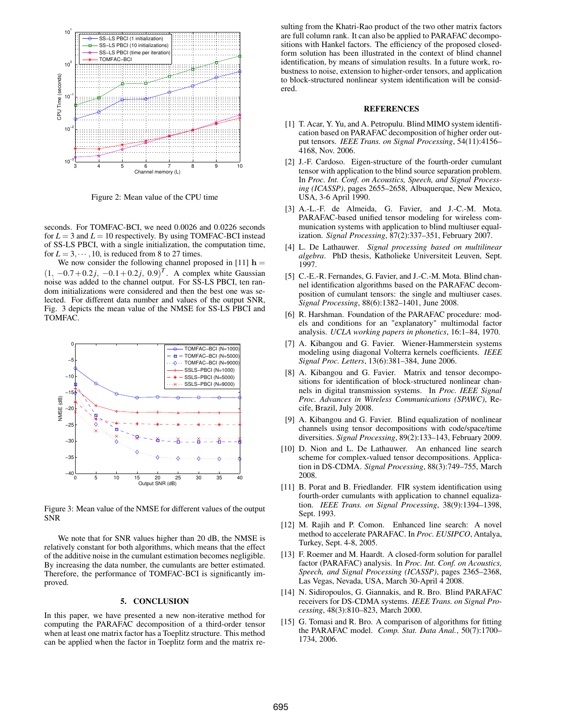10^1

SS–LS PBCI (1 initialization)
SS–LS PBCI (10 initializations)
SS–LS PBCI (time per iteration)
TOMFAC–BCI

CPU Time (seconds)

10^0
10^-1
10^-2
10^-3

3 4 5 6 7 8 9 10

Channel memory (L)

Figure 2: Mean value of the CPU time

seconds. For TOMFAC-BCI, we need 0.0026 and 0.0226 seconds for $L = 3$ and $L = 10$ respectively. By using TOMFAC-BCI instead of SS-LS PBCI, with a single initialization, the computation time, for $L = 3, \cdots, 10$, is reduced from 8 to 27 times.

We now consider the following channel proposed in [11] $\mathbf{h} = (1,\ -0.7+0.2j,\ -0.1+0.2j,\ 0.9)^T$. A complex white Gaussian noise was added to the channel output. For SS-LS PBCI, ten random initializations were considered and then the best one was selected. For different data number and values of the output SNR, Fig. 3 depicts the mean value of the NMSE for SS-LS PBCI and TOMFAC.

TOMFAC–BCI (N=1000)
TOMFAC–BCI (N=5000)
TOMFAC–BCI (N=9000)
SSLS–PBCI (N=1000)
SSLS–PBCI (N=5000)
SSLS–PBCI (N=9000)

NMSE (dB)

0
−5
−10
−15
−20
−25
−30
−35
−40

0 5 10 15 20 25 30 35 40

Output SNR (dB)

Figure 3: Mean value of the NMSE for different values of the output SNR

We note that for SNR values higher than 20 dB, the NMSE is relatively constant for both algorithms, which means that the effect of the additive noise in the cumulant estimation becomes negligible. By increasing the data number, the cumulants are better estimated. Therefore, the performance of TOMFAC-BCI is significantly improved.

## 5. CONCLUSION

In this paper, we have presented a new non-iterative method for computing the PARAFAC decomposition of a third-order tensor when at least one matrix factor has a Toeplitz structure. This method can be applied when the factor in Toeplitz form and the matrix resulting from the Khatri-Rao product of the two other matrix factors are full column rank. It can also be applied to PARAFAC decompositions with Hankel factors. The efficiency of the proposed closed-form solution has been illustrated in the context of blind channel identification, by means of simulation results. In a future work, robustness to noise, extension to higher-order tensors, and application to block-structured nonlinear system identification will be considered.

## REFERENCES

[1] T. Acar, Y. Yu, and A. Petropulu. Blind MIMO system identification based on PARAFAC decomposition of higher order output tensors. *IEEE Trans. on Signal Processing*, 54(11):4156–4168, Nov. 2006.

[2] J.-F. Cardoso. Eigen-structure of the fourth-order cumulant tensor with application to the blind source separation problem. In *Proc. Int. Conf. on Acoustics, Speech, and Signal Processing (ICASSP)*, pages 2655–2658, Albuquerque, New Mexico, USA, 3-6 April 1990.

[3] A.-L.-F. de Almeida, G. Favier, and J.-C.-M. Mota. PARAFAC-based unified tensor modeling for wireless communication systems with application to blind multiuser equalization. *Signal Processing*, 87(2):337–351, February 2007.

[4] L. De Lathauwer. *Signal processing based on multilinear algebra*. PhD thesis, Katholieke Universiteit Leuven, Sept. 1997.

[5] C.-E.-R. Fernandes, G. Favier, and J.-C.-M. Mota. Blind channel identification algorithms based on the PARAFAC decomposition of cumulant tensors: the single and multiuser cases. *Signal Processing*, 88(6):1382–1401, June 2008.

[6] R. Harshman. Foundation of the PARAFAC procedure: models and conditions for an "explanatory" multimodal factor analysis. *UCLA working papers in phonetics*, 16:1–84, 1970.

[7] A. Kibangou and G. Favier. Wiener-Hammerstein systems modeling using diagonal Volterra kernels coefficients. *IEEE Signal Proc. Letters*, 13(6):381–384, June 2006.

[8] A. Kibangou and G. Favier. Matrix and tensor decompositions for identification of block-structured nonlinear channels in digital transmission systems. In *Proc. IEEE Signal Proc. Advances in Wireless Communications (SPAWC)*, Recife, Brazil, July 2008.

[9] A. Kibangou and G. Favier. Blind equalization of nonlinear channels using tensor decompositions with code/space/time diversities. *Signal Processing*, 89(2):133–143, February 2009.

[10] D. Nion and L. De Lathauwer. An enhanced line search scheme for complex-valued tensor decompositions. Application in DS-CDMA. *Signal Processing*, 88(3):749–755, March 2008.

[11] B. Porat and B. Friedlander. FIR system identification using fourth-order cumulants with application to channel equalization. *IEEE Trans. on Signal Processing*, 38(9):1394–1398, Sept. 1993.

[12] M. Rajih and P. Comon. Enhanced line search: A novel method to accelerate PARAFAC. In *Proc. EUSIPCO*, Antalya, Turkey, Sept. 4-8, 2005.

[13] F. Roemer and M. Haardt. A closed-form solution for parallel factor (PARAFAC) analysis. In *Proc. Int. Conf. on Acoustics, Speech, and Signal Processing (ICASSP)*, pages 2365–2368, Las Vegas, Nevada, USA, March 30-April 4 2008.

[14] N. Sidiropoulos, G. Giannakis, and R. Bro. Blind PARAFAC receivers for DS-CDMA systems. *IEEE Trans. on Signal Processing*, 48(3):810–823, March 2000.

[15] G. Tomasi and R. Bro. A comparison of algorithms for fitting the PARAFAC model. *Comp. Stat. Data Anal.*, 50(7):1700–1734, 2006.